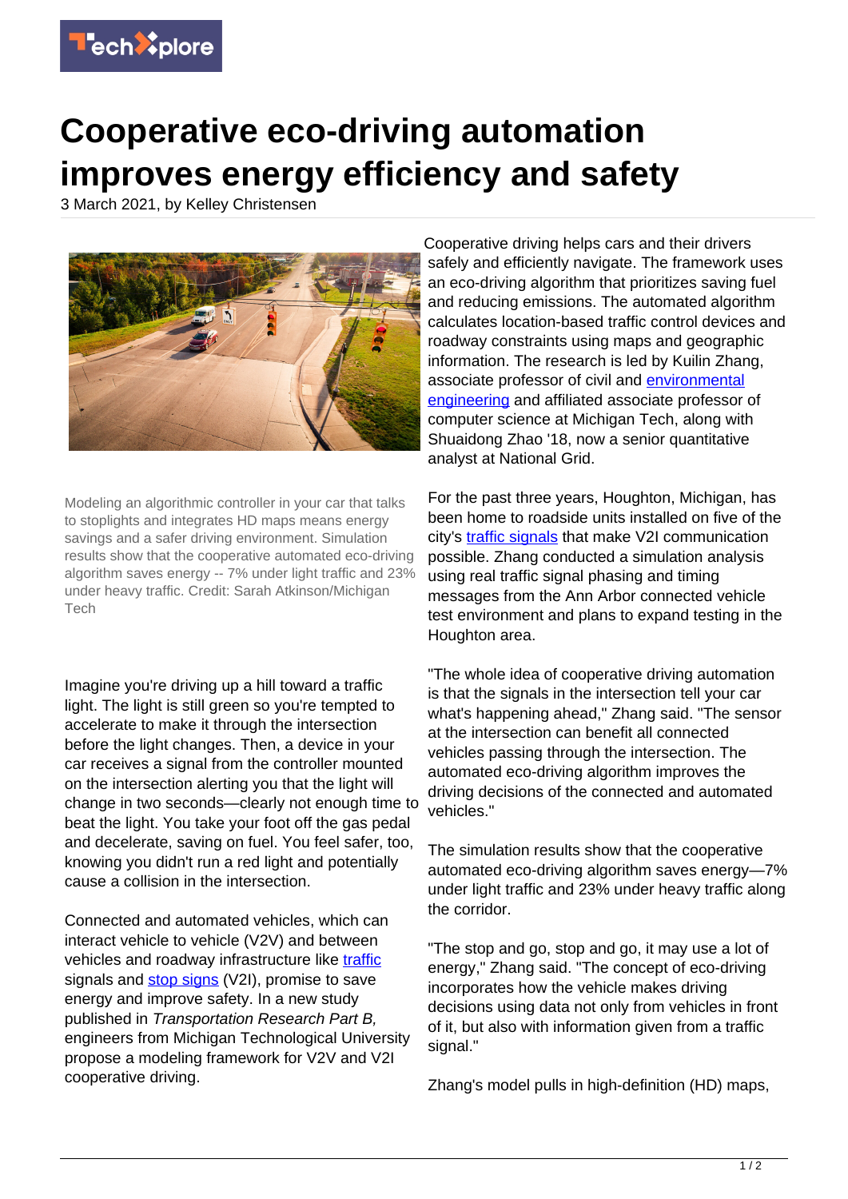# Cooperative eco-driving automation improves energy efficiency and safety

3 March 2021, by Kelley Christensen

Modeling an algorithmic controller in your car that talks to stoplights and integrates HD maps means energy savings and a safer driving environment. Simulation results show that the cooperative automated eco-driving algorithm saves energy -- 7% under light traffic and 23% under heavy traffic. Credit: Sarah Atkinson/Michigan Tech

Imagine you're driving up a hill toward a traffic light. The light is still green so you're tempted to accelerate to make it through the intersection before the light changes. Then, a device in your car receives a signal from the controller mounted on the intersection alerting you that the light will change in two seconds—clearly not enough time to beat the light. You take your foot off the gas pedal and decelerate, saving on fuel. You feel safer, too, knowing you didn't run a red light and potentially cause a collision in the intersection.

Connected and automated vehicles, which can interact vehicle to vehicle (V2V) and between vehicles and roadway infrastructure like traffic signals and stop signs (V2I), promise to save energy and improve safety. In a new study published in *Transportation Research Part B,* engineers from Michigan Technological University propose a modeling framework for V2V and V2I cooperative driving.

Cooperative driving helps cars and their drivers safely and efficiently navigate. The framework uses an eco-driving algorithm that prioritizes saving fuel and reducing emissions. The automated algorithm calculates location-based traffic control devices and roadway constraints using maps and geographic information. The research is led by Kuilin Zhang, associate professor of civil and environmental engineering and affiliated associate professor of computer science at Michigan Tech, along with Shuaidong Zhao '18, now a senior quantitative analyst at National Grid.

For the past three years, Houghton, Michigan, has been home to roadside units installed on five of the city's traffic signals that make V2I communication possible. Zhang conducted a simulation analysis using real traffic signal phasing and timing messages from the Ann Arbor connected vehicle test environment and plans to expand testing in the Houghton area.

"The whole idea of cooperative driving automation is that the signals in the intersection tell your car what's happening ahead," Zhang said. "The sensor at the intersection can benefit all connected vehicles passing through the intersection. The automated eco-driving algorithm improves the driving decisions of the connected and automated vehicles."

The simulation results show that the cooperative automated eco-driving algorithm saves energy—7% under light traffic and 23% under heavy traffic along the corridor.

"The stop and go, stop and go, it may use a lot of energy," Zhang said. "The concept of eco-driving incorporates how the vehicle makes driving decisions using data not only from vehicles in front of it, but also with information given from a traffic signal."

Zhang's model pulls in high-definition (HD) maps,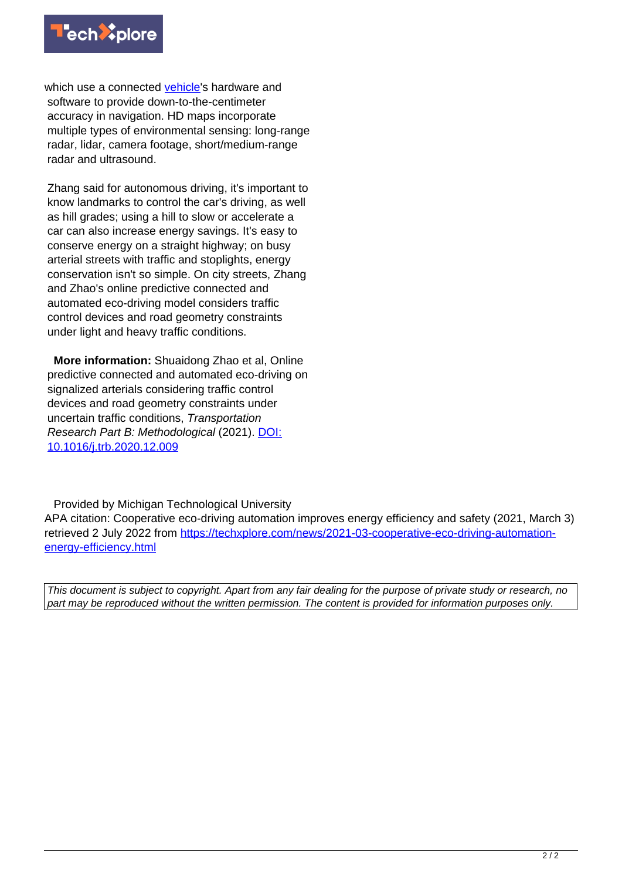which use a connected vehicle's hardware and software to provide down-to-the-centimeter accuracy in navigation. HD maps incorporate multiple types of environmental sensing: long-range radar, lidar, camera footage, short/medium-range radar and ultrasound.

Zhang said for autonomous driving, it's important to know landmarks to control the car's driving, as well as hill grades; using a hill to slow or accelerate a car can also increase energy savings. It's easy to conserve energy on a straight highway; on busy arterial streets with traffic and stoplights, energy conservation isn't so simple. On city streets, Zhang and Zhao's online predictive connected and automated eco-driving model considers traffic control devices and road geometry constraints under light and heavy traffic conditions.

**More information:** Shuaidong Zhao et al, Online predictive connected and automated eco-driving on signalized arterials considering traffic control devices and road geometry constraints under uncertain traffic conditions, *Transportation Research Part B: Methodological* (2021). DOI: 10.1016/j.trb.2020.12.009

Provided by Michigan Technological University

APA citation: Cooperative eco-driving automation improves energy efficiency and safety (2021, March 3) retrieved 2 July 2022 from https://techxplore.com/news/2021-03-cooperative-eco-driving-automation-energy-efficiency.html

*This document is subject to copyright. Apart from any fair dealing for the purpose of private study or research, no part may be reproduced without the written permission. The content is provided for information purposes only.*